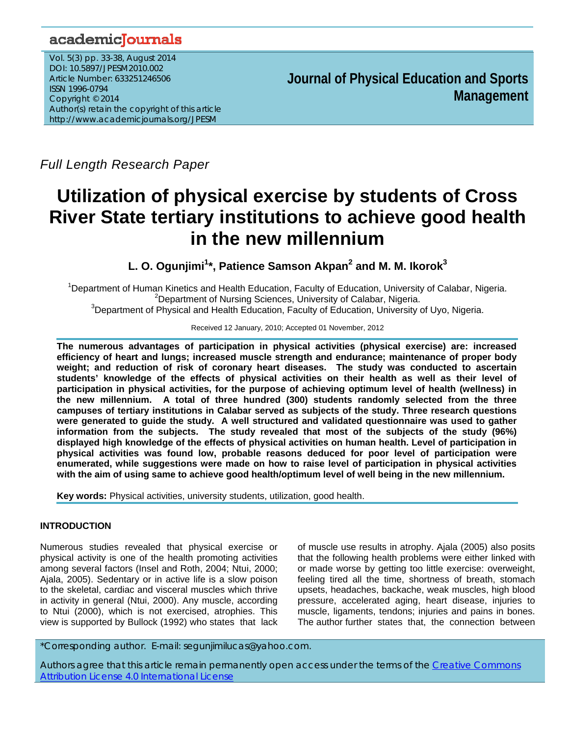Full Length Research Paper

# Utilization of physical exercise by students of Cross River State tertiary institutions to achieve good health in the new millennium

**L. O. Ogunjimi[1]\*, Patience Samson Akpan[2] and M. M. Ikorok[3]**

[1]Department of Human Kinetics and Health Education, Faculty of Education, University of Calabar, Nigeria.
[2]Department of Nursing Sciences, University of Calabar, Nigeria.
[3]Department of Physical and Health Education, Faculty of Education, University of Uyo, Nigeria.

Received 12 January, 2010; Accepted 01 November, 2012

**The numerous advantages of participation in physical activities (physical exercise) are: increased efficiency of heart and lungs; increased muscle strength and endurance; maintenance of proper body weight; and reduction of risk of coronary heart diseases. The study was conducted to ascertain students' knowledge of the effects of physical activities on their health as well as their level of participation in physical activities, for the purpose of achieving optimum level of health (wellness) in the new millennium. A total of three hundred (300) students randomly selected from the three campuses of tertiary institutions in Calabar served as subjects of the study. Three research questions were generated to guide the study. A well structured and validated questionnaire was used to gather information from the subjects. The study revealed that most of the subjects of the study (96%) displayed high knowledge of the effects of physical activities on human health. Level of participation in physical activities was found low, probable reasons deduced for poor level of participation were enumerated, while suggestions were made on how to raise level of participation in physical activities with the aim of using same to achieve good health/optimum level of well being in the new millennium.**

**Key words:** Physical activities, university students, utilization, good health.

## INTRODUCTION

Numerous studies revealed that physical exercise or physical activity is one of the health promoting activities among several factors (Insel and Roth, 2004; Ntui, 2000; Ajala, 2005). Sedentary or in active life is a slow poison to the skeletal, cardiac and visceral muscles which thrive in activity in general (Ntui, 2000). Any muscle, according to Ntui (2000), which is not exercised, atrophies. This view is supported by Bullock (1992) who states that lack of muscle use results in atrophy. Ajala (2005) also posits that the following health problems were either linked with or made worse by getting too little exercise: overweight, feeling tired all the time, shortness of breath, stomach upsets, headaches, backache, weak muscles, high blood pressure, accelerated aging, heart disease, injuries to muscle, ligaments, tendons; injuries and pains in bones. The author further states that, the connection between

\*Corresponding author. E-mail: segunjimilucas@yahoo.com.

Authors agree that this article remain permanently open access under the terms of the Creative Commons Attribution License 4.0 International License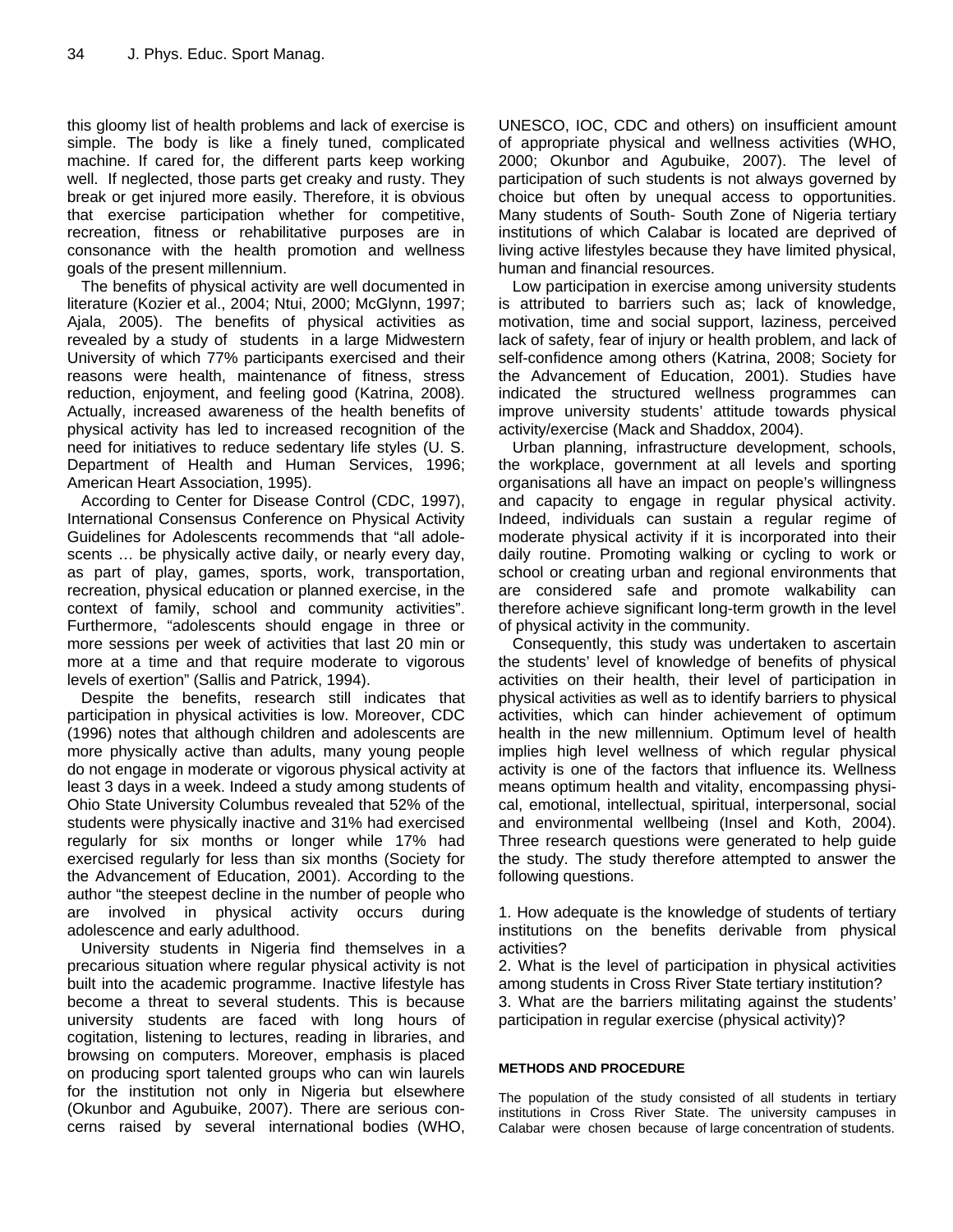this gloomy list of health problems and lack of exercise is simple. The body is like a finely tuned, complicated machine. If cared for, the different parts keep working well. If neglected, those parts get creaky and rusty. They break or get injured more easily. Therefore, it is obvious that exercise participation whether for competitive, recreation, fitness or rehabilitative purposes are in consonance with the health promotion and wellness goals of the present millennium.

The benefits of physical activity are well documented in literature (Kozier et al., 2004; Ntui, 2000; McGlynn, 1997; Ajala, 2005). The benefits of physical activities as revealed by a study of students in a large Midwestern University of which 77% participants exercised and their reasons were health, maintenance of fitness, stress reduction, enjoyment, and feeling good (Katrina, 2008). Actually, increased awareness of the health benefits of physical activity has led to increased recognition of the need for initiatives to reduce sedentary life styles (U. S. Department of Health and Human Services, 1996; American Heart Association, 1995).

According to Center for Disease Control (CDC, 1997), International Consensus Conference on Physical Activity Guidelines for Adolescents recommends that "all adolescents … be physically active daily, or nearly every day, as part of play, games, sports, work, transportation, recreation, physical education or planned exercise, in the context of family, school and community activities". Furthermore, "adolescents should engage in three or more sessions per week of activities that last 20 min or more at a time and that require moderate to vigorous levels of exertion" (Sallis and Patrick, 1994).

Despite the benefits, research still indicates that participation in physical activities is low. Moreover, CDC (1996) notes that although children and adolescents are more physically active than adults, many young people do not engage in moderate or vigorous physical activity at least 3 days in a week. Indeed a study among students of Ohio State University Columbus revealed that 52% of the students were physically inactive and 31% had exercised regularly for six months or longer while 17% had exercised regularly for less than six months (Society for the Advancement of Education, 2001). According to the author "the steepest decline in the number of people who are involved in physical activity occurs during adolescence and early adulthood.

University students in Nigeria find themselves in a precarious situation where regular physical activity is not built into the academic programme. Inactive lifestyle has become a threat to several students. This is because university students are faced with long hours of cogitation, listening to lectures, reading in libraries, and browsing on computers. Moreover, emphasis is placed on producing sport talented groups who can win laurels for the institution not only in Nigeria but elsewhere (Okunbor and Agubuike, 2007). There are serious concerns raised by several international bodies (WHO, UNESCO, IOC, CDC and others) on insufficient amount of appropriate physical and wellness activities (WHO, 2000; Okunbor and Agubuike, 2007). The level of participation of such students is not always governed by choice but often by unequal access to opportunities. Many students of South- South Zone of Nigeria tertiary institutions of which Calabar is located are deprived of living active lifestyles because they have limited physical, human and financial resources.

Low participation in exercise among university students is attributed to barriers such as; lack of knowledge, motivation, time and social support, laziness, perceived lack of safety, fear of injury or health problem, and lack of self-confidence among others (Katrina, 2008; Society for the Advancement of Education, 2001). Studies have indicated the structured wellness programmes can improve university students' attitude towards physical activity/exercise (Mack and Shaddox, 2004).

Urban planning, infrastructure development, schools, the workplace, government at all levels and sporting organisations all have an impact on people's willingness and capacity to engage in regular physical activity. Indeed, individuals can sustain a regular regime of moderate physical activity if it is incorporated into their daily routine. Promoting walking or cycling to work or school or creating urban and regional environments that are considered safe and promote walkability can therefore achieve significant long-term growth in the level of physical activity in the community.

Consequently, this study was undertaken to ascertain the students' level of knowledge of benefits of physical activities on their health, their level of participation in physical activities as well as to identify barriers to physical activities, which can hinder achievement of optimum health in the new millennium. Optimum level of health implies high level wellness of which regular physical activity is one of the factors that influence its. Wellness means optimum health and vitality, encompassing physical, emotional, intellectual, spiritual, interpersonal, social and environmental wellbeing (Insel and Koth, 2004). Three research questions were generated to help guide the study. The study therefore attempted to answer the following questions.

1. How adequate is the knowledge of students of tertiary institutions on the benefits derivable from physical activities?
2. What is the level of participation in physical activities among students in Cross River State tertiary institution?
3. What are the barriers militating against the students' participation in regular exercise (physical activity)?

## METHODS AND PROCEDURE

The population of the study consisted of all students in tertiary institutions in Cross River State. The university campuses in Calabar were chosen because of large concentration of students.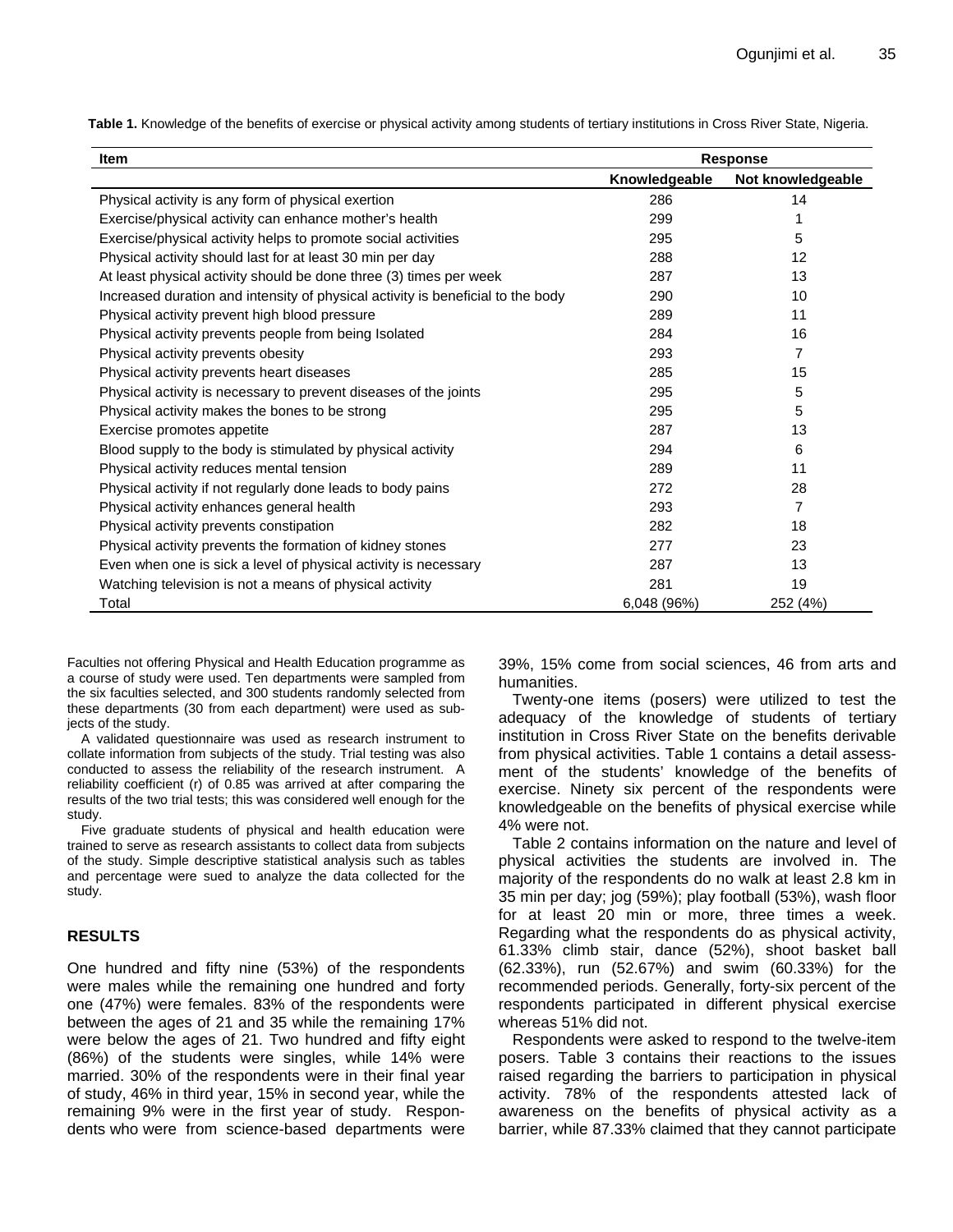**Table 1.** Knowledge of the benefits of exercise or physical activity among students of tertiary institutions in Cross River State, Nigeria.

| Item | Response | |
|---|---|---|
| | Knowledgeable | Not knowledgeable |
| Physical activity is any form of physical exertion | 286 | 14 |
| Exercise/physical activity can enhance mother's health | 299 | 1 |
| Exercise/physical activity helps to promote social activities | 295 | 5 |
| Physical activity should last for at least 30 min per day | 288 | 12 |
| At least physical activity should be done three (3) times per week | 287 | 13 |
| Increased duration and intensity of physical activity is beneficial to the body | 290 | 10 |
| Physical activity prevent high blood pressure | 289 | 11 |
| Physical activity prevents people from being Isolated | 284 | 16 |
| Physical activity prevents obesity | 293 | 7 |
| Physical activity prevents heart diseases | 285 | 15 |
| Physical activity is necessary to prevent diseases of the joints | 295 | 5 |
| Physical activity makes the bones to be strong | 295 | 5 |
| Exercise promotes appetite | 287 | 13 |
| Blood supply to the body is stimulated by physical activity | 294 | 6 |
| Physical activity reduces mental tension | 289 | 11 |
| Physical activity if not regularly done leads to body pains | 272 | 28 |
| Physical activity enhances general health | 293 | 7 |
| Physical activity prevents constipation | 282 | 18 |
| Physical activity prevents the formation of kidney stones | 277 | 23 |
| Even when one is sick a level of physical activity is necessary | 287 | 13 |
| Watching television is not a means of physical activity | 281 | 19 |
| Total | 6,048 (96%) | 252 (4%) |

Faculties not offering Physical and Health Education programme as a course of study were used. Ten departments were sampled from the six faculties selected, and 300 students randomly selected from these departments (30 from each department) were used as subjects of the study.

A validated questionnaire was used as research instrument to collate information from subjects of the study. Trial testing was also conducted to assess the reliability of the research instrument. A reliability coefficient (r) of 0.85 was arrived at after comparing the results of the two trial tests; this was considered well enough for the study.

Five graduate students of physical and health education were trained to serve as research assistants to collect data from subjects of the study. Simple descriptive statistical analysis such as tables and percentage were sued to analyze the data collected for the study.

## RESULTS

One hundred and fifty nine (53%) of the respondents were males while the remaining one hundred and forty one (47%) were females. 83% of the respondents were between the ages of 21 and 35 while the remaining 17% were below the ages of 21. Two hundred and fifty eight (86%) of the students were singles, while 14% were married. 30% of the respondents were in their final year of study, 46% in third year, 15% in second year, while the remaining 9% were in the first year of study. Respondents who were from science-based departments were 39%, 15% come from social sciences, 46 from arts and humanities.

Twenty-one items (posers) were utilized to test the adequacy of the knowledge of students of tertiary institution in Cross River State on the benefits derivable from physical activities. Table 1 contains a detail assessment of the students' knowledge of the benefits of exercise. Ninety six percent of the respondents were knowledgeable on the benefits of physical exercise while 4% were not.

Table 2 contains information on the nature and level of physical activities the students are involved in. The majority of the respondents do no walk at least 2.8 km in 35 min per day; jog (59%); play football (53%), wash floor for at least 20 min or more, three times a week. Regarding what the respondents do as physical activity, 61.33% climb stair, dance (52%), shoot basket ball (62.33%), run (52.67%) and swim (60.33%) for the recommended periods. Generally, forty-six percent of the respondents participated in different physical exercise whereas 51% did not.

Respondents were asked to respond to the twelve-item posers. Table 3 contains their reactions to the issues raised regarding the barriers to participation in physical activity. 78% of the respondents attested lack of awareness on the benefits of physical activity as a barrier, while 87.33% claimed that they cannot participate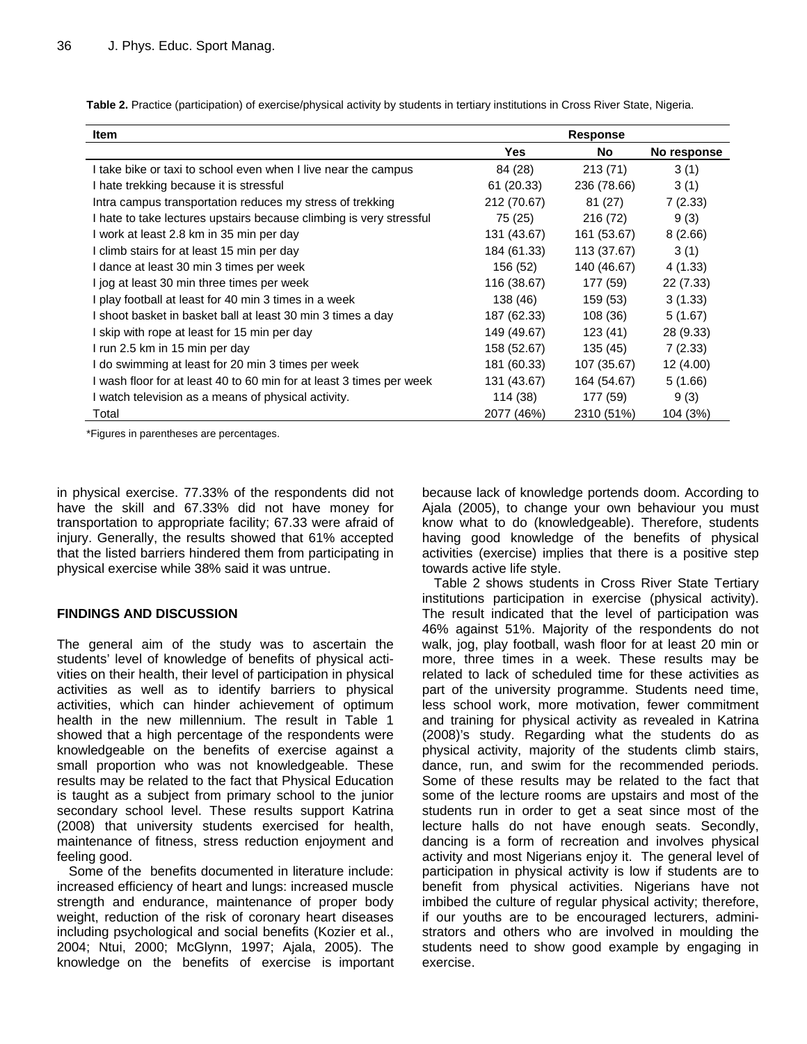**Table 2.** Practice (participation) of exercise/physical activity by students in tertiary institutions in Cross River State, Nigeria.

| Item | Response | | |
|---|---|---|---|
| | Yes | No | No response |
| I take bike or taxi to school even when I live near the campus | 84 (28) | 213 (71) | 3 (1) |
| I hate trekking because it is stressful | 61 (20.33) | 236 (78.66) | 3 (1) |
| Intra campus transportation reduces my stress of trekking | 212 (70.67) | 81 (27) | 7 (2.33) |
| I hate to take lectures upstairs because climbing is very stressful | 75 (25) | 216 (72) | 9 (3) |
| I work at least 2.8 km in 35 min per day | 131 (43.67) | 161 (53.67) | 8 (2.66) |
| I climb stairs for at least 15 min per day | 184 (61.33) | 113 (37.67) | 3 (1) |
| I dance at least 30 min 3 times per week | 156 (52) | 140 (46.67) | 4 (1.33) |
| I jog at least 30 min three times per week | 116 (38.67) | 177 (59) | 22 (7.33) |
| I play football at least for 40 min 3 times in a week | 138 (46) | 159 (53) | 3 (1.33) |
| I shoot basket in basket ball at least 30 min 3 times a day | 187 (62.33) | 108 (36) | 5 (1.67) |
| I skip with rope at least for 15 min per day | 149 (49.67) | 123 (41) | 28 (9.33) |
| I run 2.5 km in 15 min per day | 158 (52.67) | 135 (45) | 7 (2.33) |
| I do swimming at least for 20 min 3 times per week | 181 (60.33) | 107 (35.67) | 12 (4.00) |
| I wash floor for at least 40 to 60 min for at least 3 times per week | 131 (43.67) | 164 (54.67) | 5 (1.66) |
| I watch television as a means of physical activity. | 114 (38) | 177 (59) | 9 (3) |
| Total | 2077 (46%) | 2310 (51%) | 104 (3%) |

*Figures in parentheses are percentages.

in physical exercise. 77.33% of the respondents did not have the skill and 67.33% did not have money for transportation to appropriate facility; 67.33 were afraid of injury. Generally, the results showed that 61% accepted that the listed barriers hindered them from participating in physical exercise while 38% said it was untrue.

## FINDINGS AND DISCUSSION

The general aim of the study was to ascertain the students' level of knowledge of benefits of physical activities on their health, their level of participation in physical activities as well as to identify barriers to physical activities, which can hinder achievement of optimum health in the new millennium. The result in Table 1 showed that a high percentage of the respondents were knowledgeable on the benefits of exercise against a small proportion who was not knowledgeable. These results may be related to the fact that Physical Education is taught as a subject from primary school to the junior secondary school level. These results support Katrina (2008) that university students exercised for health, maintenance of fitness, stress reduction enjoyment and feeling good.

Some of the benefits documented in literature include: increased efficiency of heart and lungs: increased muscle strength and endurance, maintenance of proper body weight, reduction of the risk of coronary heart diseases including psychological and social benefits (Kozier et al., 2004; Ntui, 2000; McGlynn, 1997; Ajala, 2005). The knowledge on the benefits of exercise is important because lack of knowledge portends doom. According to Ajala (2005), to change your own behaviour you must know what to do (knowledgeable). Therefore, students having good knowledge of the benefits of physical activities (exercise) implies that there is a positive step towards active life style.

Table 2 shows students in Cross River State Tertiary institutions participation in exercise (physical activity). The result indicated that the level of participation was 46% against 51%. Majority of the respondents do not walk, jog, play football, wash floor for at least 20 min or more, three times in a week. These results may be related to lack of scheduled time for these activities as part of the university programme. Students need time, less school work, more motivation, fewer commitment and training for physical activity as revealed in Katrina (2008)'s study. Regarding what the students do as physical activity, majority of the students climb stairs, dance, run, and swim for the recommended periods. Some of these results may be related to the fact that some of the lecture rooms are upstairs and most of the students run in order to get a seat since most of the lecture halls do not have enough seats. Secondly, dancing is a form of recreation and involves physical activity and most Nigerians enjoy it. The general level of participation in physical activity is low if students are to benefit from physical activities. Nigerians have not imbibed the culture of regular physical activity; therefore, if our youths are to be encouraged lecturers, administrators and others who are involved in moulding the students need to show good example by engaging in exercise.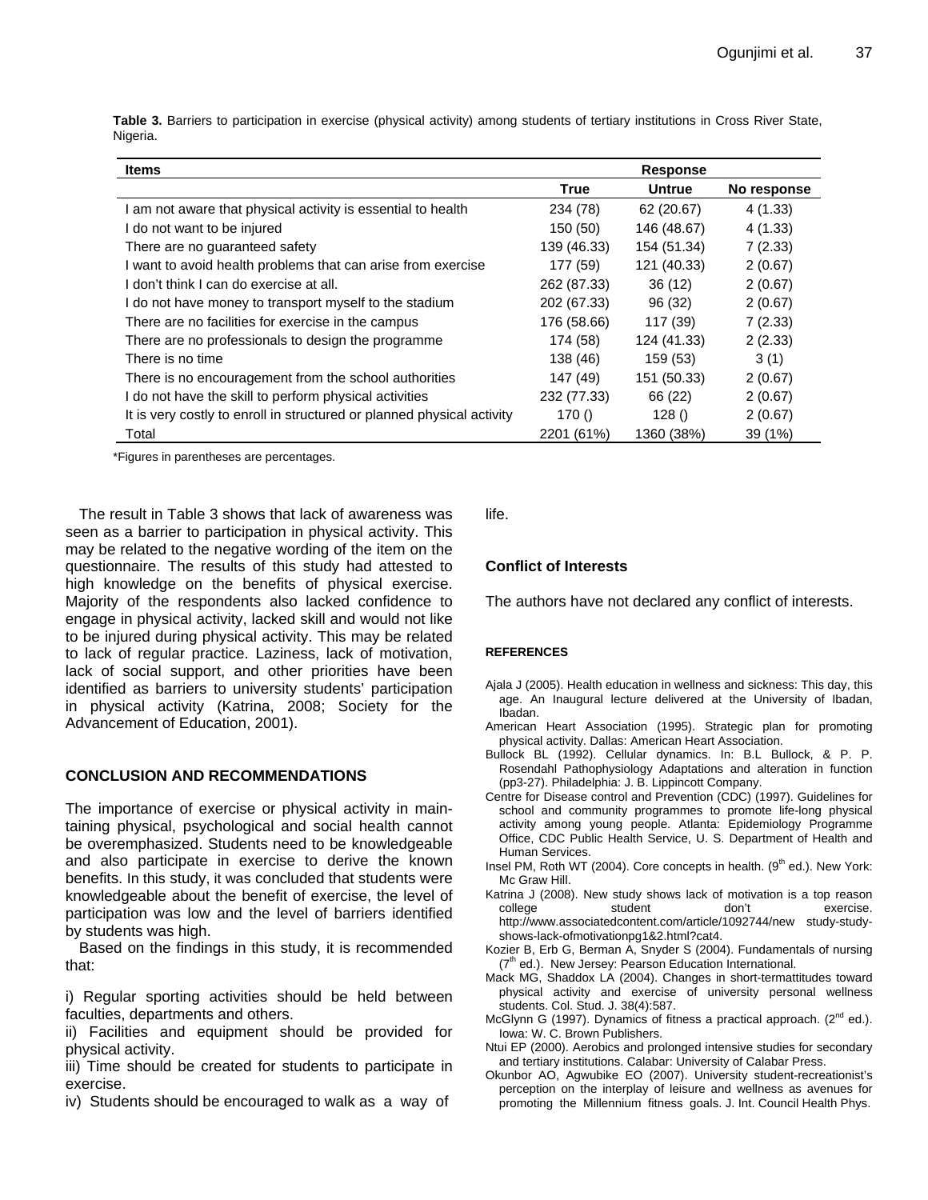**Table 3.** Barriers to participation in exercise (physical activity) among students of tertiary institutions in Cross River State, Nigeria.

| Items | Response | | |
|---|---|---|---|
| | True | Untrue | No response |
| I am not aware that physical activity is essential to health | 234 (78) | 62 (20.67) | 4 (1.33) |
| I do not want to be injured | 150 (50) | 146 (48.67) | 4 (1.33) |
| There are no guaranteed safety | 139 (46.33) | 154 (51.34) | 7 (2.33) |
| I want to avoid health problems that can arise from exercise | 177 (59) | 121 (40.33) | 2 (0.67) |
| I don't think I can do exercise at all. | 262 (87.33) | 36 (12) | 2 (0.67) |
| I do not have money to transport myself to the stadium | 202 (67.33) | 96 (32) | 2 (0.67) |
| There are no facilities for exercise in the campus | 176 (58.66) | 117 (39) | 7 (2.33) |
| There are no professionals to design the programme | 174 (58) | 124 (41.33) | 2 (2.33) |
| There is no time | 138 (46) | 159 (53) | 3 (1) |
| There is no encouragement from the school authorities | 147 (49) | 151 (50.33) | 2 (0.67) |
| I do not have the skill to perform physical activities | 232 (77.33) | 66 (22) | 2 (0.67) |
| It is very costly to enroll in structured or planned physical activity | 170 () | 128 () | 2 (0.67) |
| Total | 2201 (61%) | 1360 (38%) | 39 (1%) |

*Figures in parentheses are percentages.

The result in Table 3 shows that lack of awareness was seen as a barrier to participation in physical activity. This may be related to the negative wording of the item on the questionnaire. The results of this study had attested to high knowledge on the benefits of physical exercise. Majority of the respondents also lacked confidence to engage in physical activity, lacked skill and would not like to be injured during physical activity. This may be related to lack of regular practice. Laziness, lack of motivation, lack of social support, and other priorities have been identified as barriers to university students' participation in physical activity (Katrina, 2008; Society for the Advancement of Education, 2001).

## CONCLUSION AND RECOMMENDATIONS

The importance of exercise or physical activity in maintaining physical, psychological and social health cannot be overemphasized. Students need to be knowledgeable and also participate in exercise to derive the known benefits. In this study, it was concluded that students were knowledgeable about the benefit of exercise, the level of participation was low and the level of barriers identified by students was high.

Based on the findings in this study, it is recommended that:

i) Regular sporting activities should be held between faculties, departments and others.

ii) Facilities and equipment should be provided for physical activity.

iii) Time should be created for students to participate in exercise.

iv) Students should be encouraged to walk as a way of life.

## Conflict of Interests

The authors have not declared any conflict of interests.

## REFERENCES

Ajala J (2005). Health education in wellness and sickness: This day, this age. An Inaugural lecture delivered at the University of Ibadan, Ibadan.

American Heart Association (1995). Strategic plan for promoting physical activity. Dallas: American Heart Association.

Bullock BL (1992). Cellular dynamics. In: B.L Bullock, & P. P. Rosendahl Pathophysiology Adaptations and alteration in function (pp3-27). Philadelphia: J. B. Lippincott Company.

Centre for Disease control and Prevention (CDC) (1997). Guidelines for school and community programmes to promote life-long physical activity among young people. Atlanta: Epidemiology Programme Office, CDC Public Health Service, U. S. Department of Health and Human Services.

Insel PM, Roth WT (2004). Core concepts in health. (9th ed.). New York: Mc Graw Hill.

Katrina J (2008). New study shows lack of motivation is a top reason college student don't exercise. http://www.associatedcontent.com/article/1092744/new study-study-shows-lack-ofmotivationpg1&2.html?cat4.

Kozier B, Erb G, Berman A, Snyder S (2004). Fundamentals of nursing (7th ed.). New Jersey: Pearson Education International.

Mack MG, Shaddox LA (2004). Changes in short-termattitudes toward physical activity and exercise of university personal wellness students. Col. Stud. J. 38(4):587.

McGlynn G (1997). Dynamics of fitness a practical approach. (2nd ed.). Iowa: W. C. Brown Publishers.

Ntui EP (2000). Aerobics and prolonged intensive studies for secondary and tertiary institutions. Calabar: University of Calabar Press.

Okunbor AO, Agwubike EO (2007). University student-recreationist's perception on the interplay of leisure and wellness as avenues for promoting the Millennium fitness goals. J. Int. Council Health Phys.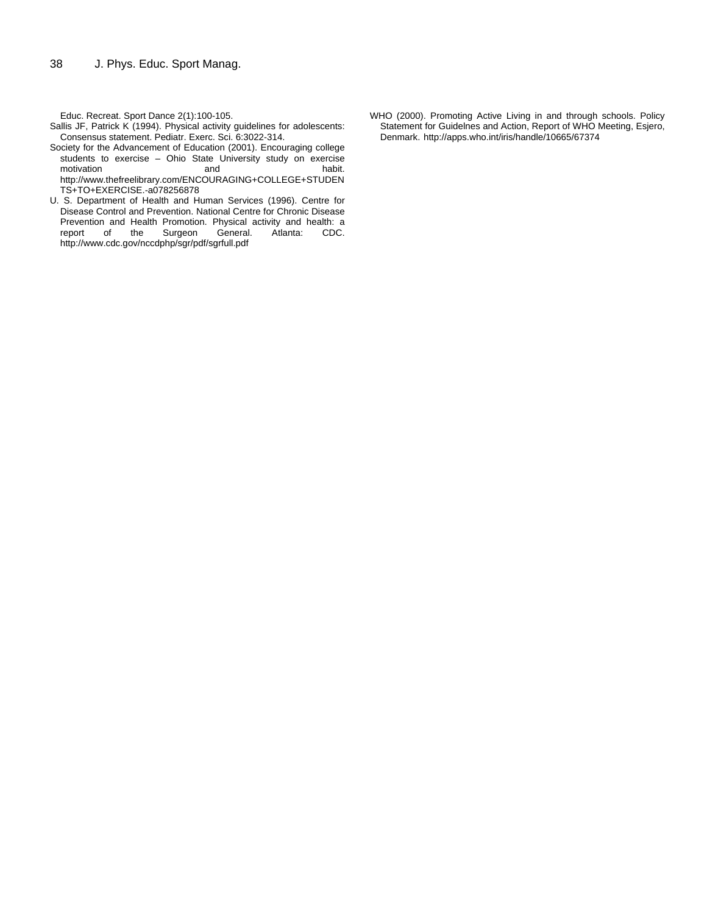Educ. Recreat. Sport Dance 2(1):100-105.

Sallis JF, Patrick K (1994). Physical activity guidelines for adolescents: Consensus statement. Pediatr. Exerc. Sci. 6:3022-314.

Society for the Advancement of Education (2001). Encouraging college students to exercise – Ohio State University study on exercise motivation and habit. http://www.thefreelibrary.com/ENCOURAGING+COLLEGE+STUDENTS+TO+EXERCISE.-a078256878

U. S. Department of Health and Human Services (1996). Centre for Disease Control and Prevention. National Centre for Chronic Disease Prevention and Health Promotion. Physical activity and health: a report of the Surgeon General. Atlanta: CDC. http://www.cdc.gov/nccdphp/sgr/pdf/sgrfull.pdf

WHO (2000). Promoting Active Living in and through schools. Policy Statement for Guidelnes and Action, Report of WHO Meeting, Esjero, Denmark. http://apps.who.int/iris/handle/10665/67374